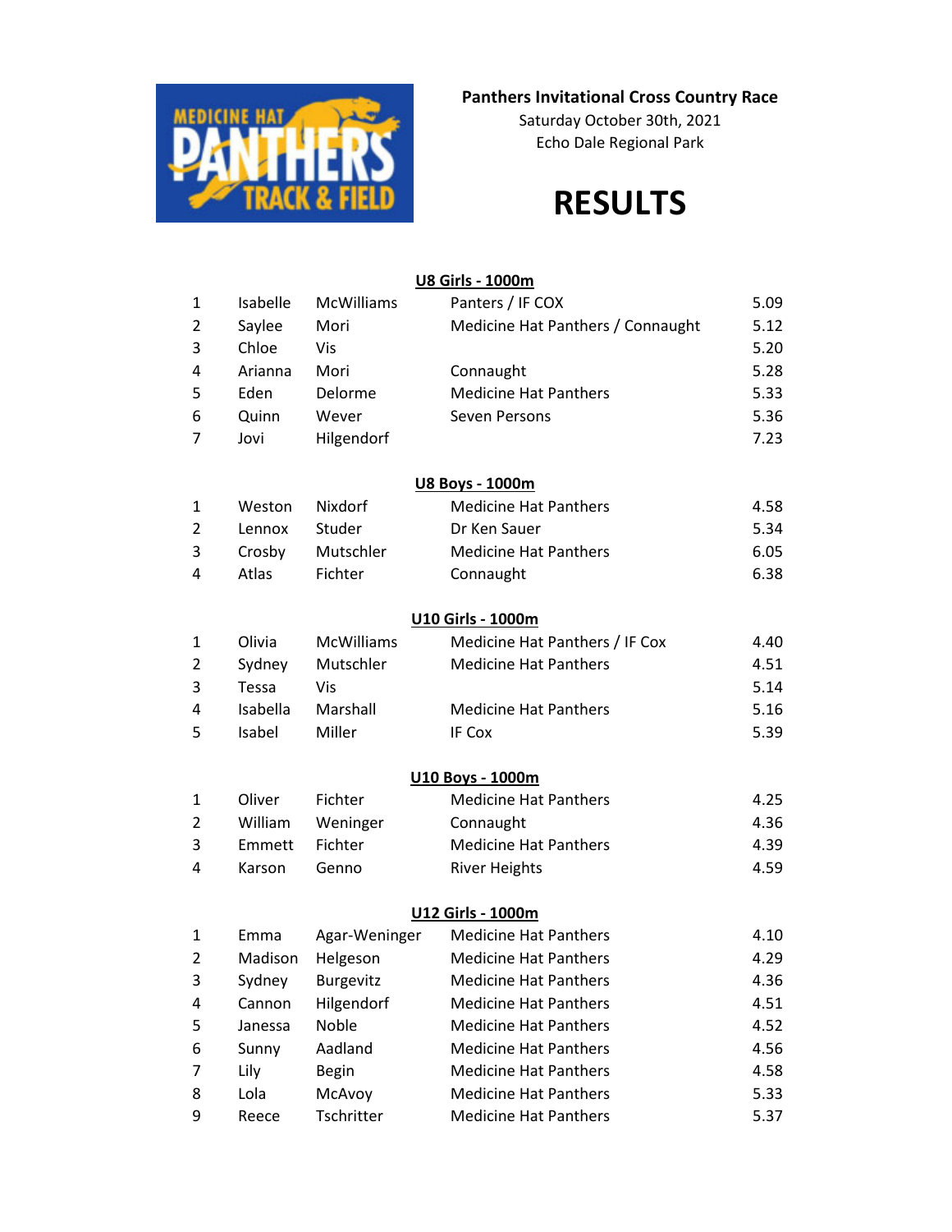**Panthers Invitational Cross Country Race**

Saturday October 30th, 2021

Echo Dale Regional Park

# RESULTS

## U8 Girls - 1000m

| | | | | |
|---|---|---|---|---|
| 1 | Isabelle | McWilliams | Panters / IF COX | 5.09 |
| 2 | Saylee | Mori | Medicine Hat Panthers / Connaught | 5.12 |
| 3 | Chloe | Vis | | 5.20 |
| 4 | Arianna | Mori | Connaught | 5.28 |
| 5 | Eden | Delorme | Medicine Hat Panthers | 5.33 |
| 6 | Quinn | Wever | Seven Persons | 5.36 |
| 7 | Jovi | Hilgendorf | | 7.23 |

## U8 Boys - 1000m

| | | | | |
|---|---|---|---|---|
| 1 | Weston | Nixdorf | Medicine Hat Panthers | 4.58 |
| 2 | Lennox | Studer | Dr Ken Sauer | 5.34 |
| 3 | Crosby | Mutschler | Medicine Hat Panthers | 6.05 |
| 4 | Atlas | Fichter | Connaught | 6.38 |

## U10 Girls - 1000m

| | | | | |
|---|---|---|---|---|
| 1 | Olivia | McWilliams | Medicine Hat Panthers / IF Cox | 4.40 |
| 2 | Sydney | Mutschler | Medicine Hat Panthers | 4.51 |
| 3 | Tessa | Vis | | 5.14 |
| 4 | Isabella | Marshall | Medicine Hat Panthers | 5.16 |
| 5 | Isabel | Miller | IF Cox | 5.39 |

## U10 Boys - 1000m

| | | | | |
|---|---|---|---|---|
| 1 | Oliver | Fichter | Medicine Hat Panthers | 4.25 |
| 2 | William | Weninger | Connaught | 4.36 |
| 3 | Emmett | Fichter | Medicine Hat Panthers | 4.39 |
| 4 | Karson | Genno | River Heights | 4.59 |

## U12 Girls - 1000m

| | | | | |
|---|---|---|---|---|
| 1 | Emma | Agar-Weninger | Medicine Hat Panthers | 4.10 |
| 2 | Madison | Helgeson | Medicine Hat Panthers | 4.29 |
| 3 | Sydney | Burgevitz | Medicine Hat Panthers | 4.36 |
| 4 | Cannon | Hilgendorf | Medicine Hat Panthers | 4.51 |
| 5 | Janessa | Noble | Medicine Hat Panthers | 4.52 |
| 6 | Sunny | Aadland | Medicine Hat Panthers | 4.56 |
| 7 | Lily | Begin | Medicine Hat Panthers | 4.58 |
| 8 | Lola | McAvoy | Medicine Hat Panthers | 5.33 |
| 9 | Reece | Tschritter | Medicine Hat Panthers | 5.37 |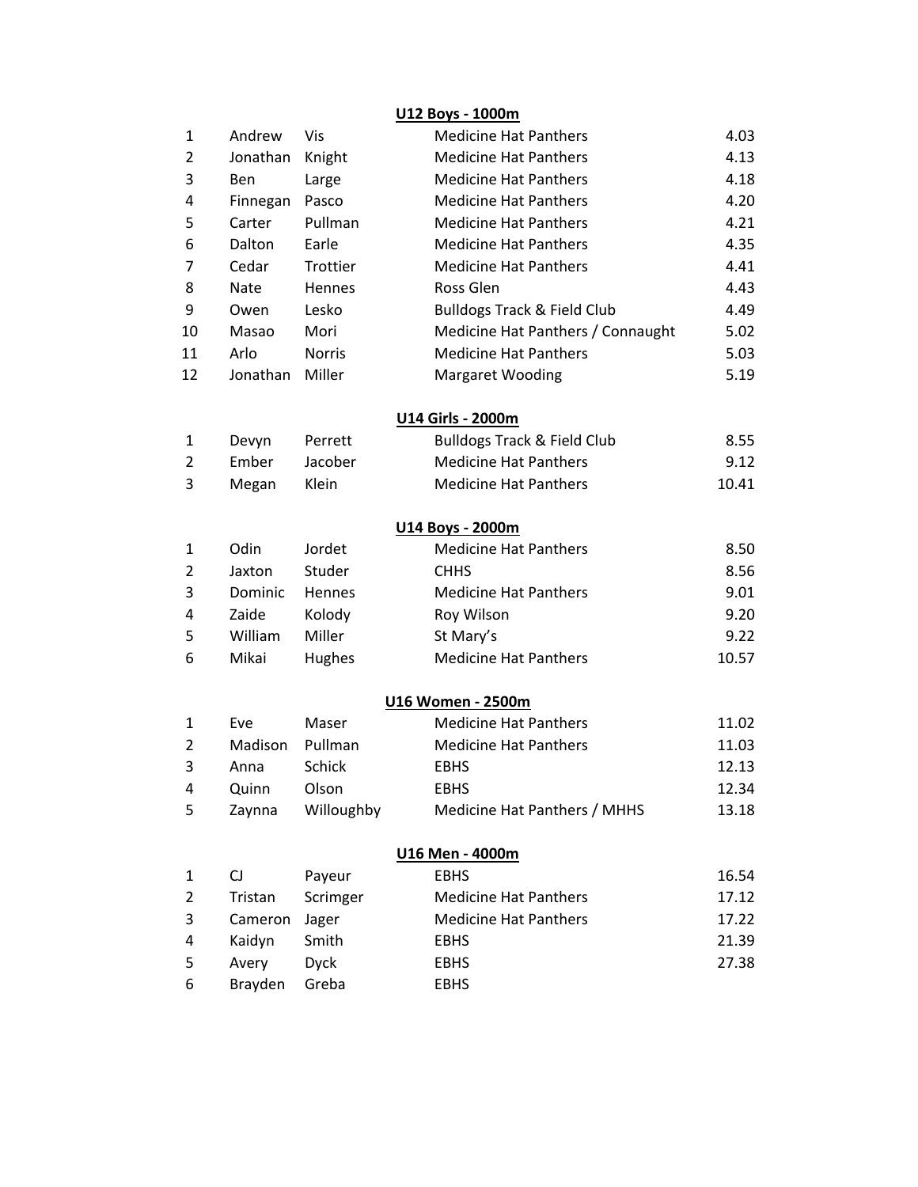## U12 Boys - 1000m

| | | | | |
|---|---|---|---|---|
| 1 | Andrew | Vis | Medicine Hat Panthers | 4.03 |
| 2 | Jonathan | Knight | Medicine Hat Panthers | 4.13 |
| 3 | Ben | Large | Medicine Hat Panthers | 4.18 |
| 4 | Finnegan | Pasco | Medicine Hat Panthers | 4.20 |
| 5 | Carter | Pullman | Medicine Hat Panthers | 4.21 |
| 6 | Dalton | Earle | Medicine Hat Panthers | 4.35 |
| 7 | Cedar | Trottier | Medicine Hat Panthers | 4.41 |
| 8 | Nate | Hennes | Ross Glen | 4.43 |
| 9 | Owen | Lesko | Bulldogs Track & Field Club | 4.49 |
| 10 | Masao | Mori | Medicine Hat Panthers / Connaught | 5.02 |
| 11 | Arlo | Norris | Medicine Hat Panthers | 5.03 |
| 12 | Jonathan | Miller | Margaret Wooding | 5.19 |

## U14 Girls - 2000m

| | | | | |
|---|---|---|---|---|
| 1 | Devyn | Perrett | Bulldogs Track & Field Club | 8.55 |
| 2 | Ember | Jacober | Medicine Hat Panthers | 9.12 |
| 3 | Megan | Klein | Medicine Hat Panthers | 10.41 |

## U14 Boys - 2000m

| | | | | |
|---|---|---|---|---|
| 1 | Odin | Jordet | Medicine Hat Panthers | 8.50 |
| 2 | Jaxton | Studer | CHHS | 8.56 |
| 3 | Dominic | Hennes | Medicine Hat Panthers | 9.01 |
| 4 | Zaide | Kolody | Roy Wilson | 9.20 |
| 5 | William | Miller | St Mary's | 9.22 |
| 6 | Mikai | Hughes | Medicine Hat Panthers | 10.57 |

## U16 Women - 2500m

| | | | | |
|---|---|---|---|---|
| 1 | Eve | Maser | Medicine Hat Panthers | 11.02 |
| 2 | Madison | Pullman | Medicine Hat Panthers | 11.03 |
| 3 | Anna | Schick | EBHS | 12.13 |
| 4 | Quinn | Olson | EBHS | 12.34 |
| 5 | Zaynna | Willoughby | Medicine Hat Panthers / MHHS | 13.18 |

## U16 Men - 4000m

| | | | | |
|---|---|---|---|---|
| 1 | CJ | Payeur | EBHS | 16.54 |
| 2 | Tristan | Scrimger | Medicine Hat Panthers | 17.12 |
| 3 | Cameron | Jager | Medicine Hat Panthers | 17.22 |
| 4 | Kaidyn | Smith | EBHS | 21.39 |
| 5 | Avery | Dyck | EBHS | 27.38 |
| 6 | Brayden | Greba | EBHS | |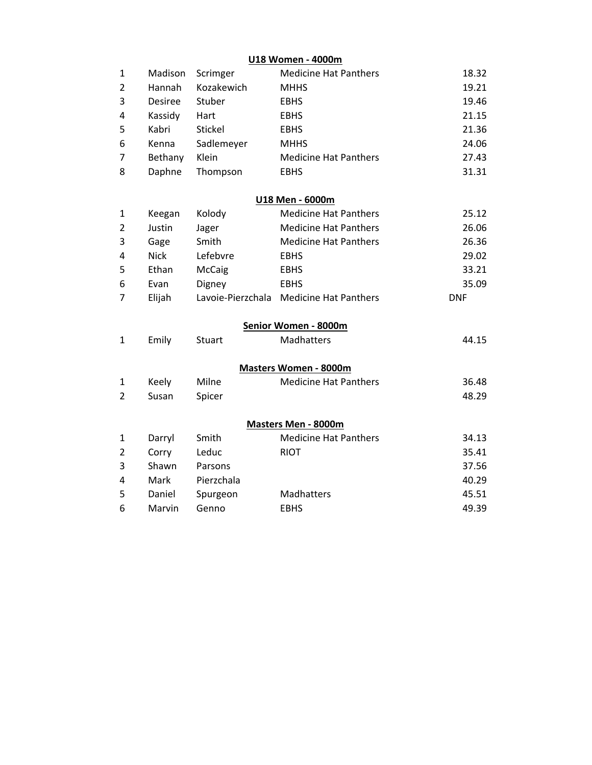## U18 Women - 4000m

| | | | | |
|---|---|---|---|---|
| 1 | Madison | Scrimger | Medicine Hat Panthers | 18.32 |
| 2 | Hannah | Kozakewich | MHHS | 19.21 |
| 3 | Desiree | Stuber | EBHS | 19.46 |
| 4 | Kassidy | Hart | EBHS | 21.15 |
| 5 | Kabri | Stickel | EBHS | 21.36 |
| 6 | Kenna | Sadlemeyer | MHHS | 24.06 |
| 7 | Bethany | Klein | Medicine Hat Panthers | 27.43 |
| 8 | Daphne | Thompson | EBHS | 31.31 |

## U18 Men - 6000m

| | | | | |
|---|---|---|---|---|
| 1 | Keegan | Kolody | Medicine Hat Panthers | 25.12 |
| 2 | Justin | Jager | Medicine Hat Panthers | 26.06 |
| 3 | Gage | Smith | Medicine Hat Panthers | 26.36 |
| 4 | Nick | Lefebvre | EBHS | 29.02 |
| 5 | Ethan | McCaig | EBHS | 33.21 |
| 6 | Evan | Digney | EBHS | 35.09 |
| 7 | Elijah | Lavoie-Pierzchala | Medicine Hat Panthers | DNF |

## Senior Women - 8000m

| | | | | |
|---|---|---|---|---|
| 1 | Emily | Stuart | Madhatters | 44.15 |

## Masters Women - 8000m

| | | | | |
|---|---|---|---|---|
| 1 | Keely | Milne | Medicine Hat Panthers | 36.48 |
| 2 | Susan | Spicer | | 48.29 |

## Masters Men - 8000m

| | | | | |
|---|---|---|---|---|
| 1 | Darryl | Smith | Medicine Hat Panthers | 34.13 |
| 2 | Corry | Leduc | RIOT | 35.41 |
| 3 | Shawn | Parsons | | 37.56 |
| 4 | Mark | Pierzchala | | 40.29 |
| 5 | Daniel | Spurgeon | Madhatters | 45.51 |
| 6 | Marvin | Genno | EBHS | 49.39 |